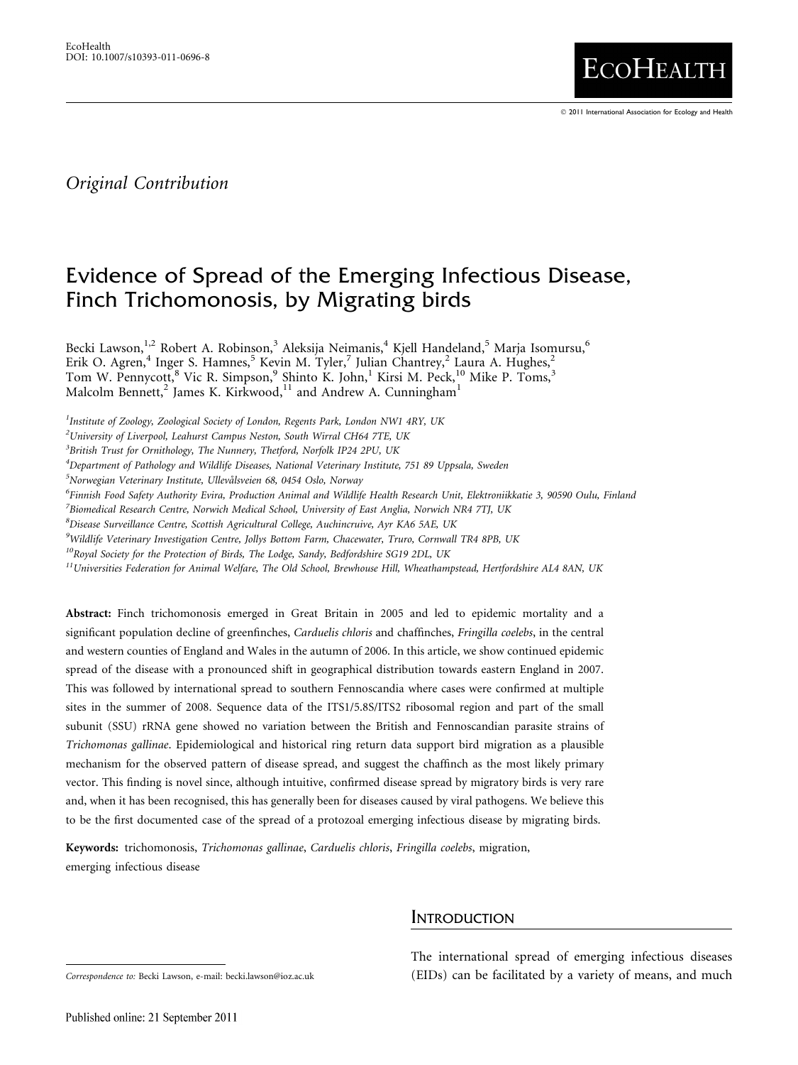Original Contribution

# Evidence of Spread of the Emerging Infectious Disease, Finch Trichomonosis, by Migrating birds

Becki Lawson,[1,2] Robert A. Robinson,[3] Aleksija Neimanis,[4] Kjell Handeland,[5] Marja Isomursu,[6] Erik O. Agren,[4] Inger S. Hamnes,[5] Kevin M. Tyler,[7] Julian Chantrey,[2] Laura A. Hughes,[2] Tom W. Pennycott,[8] Vic R. Simpson,[9] Shinto K. John,[1] Kirsi M. Peck,[10] Mike P. Toms,[3] Malcolm Bennett,[2] James K. Kirkwood,[11] and Andrew A. Cunningham[1]

[1]Institute of Zoology, Zoological Society of London, Regents Park, London NW1 4RY, UK
[2]University of Liverpool, Leahurst Campus Neston, South Wirral CH64 7TE, UK
[3]British Trust for Ornithology, The Nunnery, Thetford, Norfolk IP24 2PU, UK
[4]Department of Pathology and Wildlife Diseases, National Veterinary Institute, 751 89 Uppsala, Sweden
[5]Norwegian Veterinary Institute, Ullevålsveien 68, 0454 Oslo, Norway
[6]Finnish Food Safety Authority Evira, Production Animal and Wildlife Health Research Unit, Elektroniikkatie 3, 90590 Oulu, Finland
[7]Biomedical Research Centre, Norwich Medical School, University of East Anglia, Norwich NR4 7TJ, UK
[8]Disease Surveillance Centre, Scottish Agricultural College, Auchincruive, Ayr KA6 5AE, UK
[9]Wildlife Veterinary Investigation Centre, Jollys Bottom Farm, Chacewater, Truro, Cornwall TR4 8PB, UK
[10]Royal Society for the Protection of Birds, The Lodge, Sandy, Bedfordshire SG19 2DL, UK
[11]Universities Federation for Animal Welfare, The Old School, Brewhouse Hill, Wheathampstead, Hertfordshire AL4 8AN, UK

**Abstract:** Finch trichomonosis emerged in Great Britain in 2005 and led to epidemic mortality and a significant population decline of greenfinches, *Carduelis chloris* and chaffinches, *Fringilla coelebs*, in the central and western counties of England and Wales in the autumn of 2006. In this article, we show continued epidemic spread of the disease with a pronounced shift in geographical distribution towards eastern England in 2007. This was followed by international spread to southern Fennoscandia where cases were confirmed at multiple sites in the summer of 2008. Sequence data of the ITS1/5.8S/ITS2 ribosomal region and part of the small subunit (SSU) rRNA gene showed no variation between the British and Fennoscandian parasite strains of *Trichomonas gallinae*. Epidemiological and historical ring return data support bird migration as a plausible mechanism for the observed pattern of disease spread, and suggest the chaffinch as the most likely primary vector. This finding is novel since, although intuitive, confirmed disease spread by migratory birds is very rare and, when it has been recognised, this has generally been for diseases caused by viral pathogens. We believe this to be the first documented case of the spread of a protozoal emerging infectious disease by migrating birds.

**Keywords:** trichomonosis, *Trichomonas gallinae*, *Carduelis chloris*, *Fringilla coelebs*, migration, emerging infectious disease

## Introduction

The international spread of emerging infectious diseases (EIDs) can be facilitated by a variety of means, and much

Correspondence to: Becki Lawson, e-mail: becki.lawson@ioz.ac.uk

Published online: 21 September 2011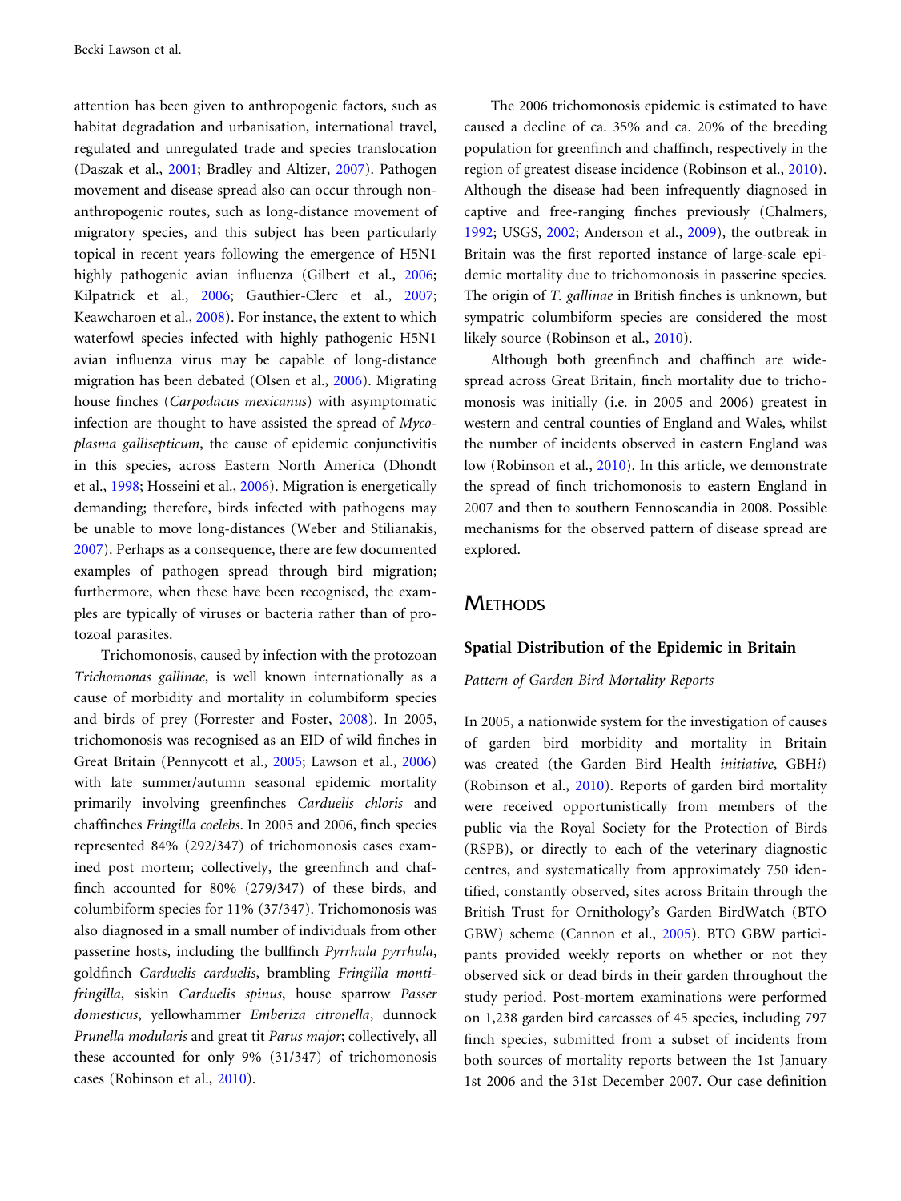attention has been given to anthropogenic factors, such as habitat degradation and urbanisation, international travel, regulated and unregulated trade and species translocation (Daszak et al., 2001; Bradley and Altizer, 2007). Pathogen movement and disease spread also can occur through non-anthropogenic routes, such as long-distance movement of migratory species, and this subject has been particularly topical in recent years following the emergence of H5N1 highly pathogenic avian influenza (Gilbert et al., 2006; Kilpatrick et al., 2006; Gauthier-Clerc et al., 2007; Keawcharoen et al., 2008). For instance, the extent to which waterfowl species infected with highly pathogenic H5N1 avian influenza virus may be capable of long-distance migration has been debated (Olsen et al., 2006). Migrating house finches (*Carpodacus mexicanus*) with asymptomatic infection are thought to have assisted the spread of *Mycoplasma gallisepticum*, the cause of epidemic conjunctivitis in this species, across Eastern North America (Dhondt et al., 1998; Hosseini et al., 2006). Migration is energetically demanding; therefore, birds infected with pathogens may be unable to move long-distances (Weber and Stilianakis, 2007). Perhaps as a consequence, there are few documented examples of pathogen spread through bird migration; furthermore, when these have been recognised, the examples are typically of viruses or bacteria rather than of protozoal parasites.

Trichomonosis, caused by infection with the protozoan *Trichomonas gallinae*, is well known internationally as a cause of morbidity and mortality in columbiform species and birds of prey (Forrester and Foster, 2008). In 2005, trichomonosis was recognised as an EID of wild finches in Great Britain (Pennycott et al., 2005; Lawson et al., 2006) with late summer/autumn seasonal epidemic mortality primarily involving greenfinches *Carduelis chloris* and chaffinches *Fringilla coelebs*. In 2005 and 2006, finch species represented 84% (292/347) of trichomonosis cases examined post mortem; collectively, the greenfinch and chaffinch accounted for 80% (279/347) of these birds, and columbiform species for 11% (37/347). Trichomonosis was also diagnosed in a small number of individuals from other passerine hosts, including the bullfinch *Pyrrhula pyrrhula*, goldfinch *Carduelis carduelis*, brambling *Fringilla montifringilla*, siskin *Carduelis spinus*, house sparrow *Passer domesticus*, yellowhammer *Emberiza citronella*, dunnock *Prunella modularis* and great tit *Parus major*; collectively, all these accounted for only 9% (31/347) of trichomonosis cases (Robinson et al., 2010).

The 2006 trichomonosis epidemic is estimated to have caused a decline of ca. 35% and ca. 20% of the breeding population for greenfinch and chaffinch, respectively in the region of greatest disease incidence (Robinson et al., 2010). Although the disease had been infrequently diagnosed in captive and free-ranging finches previously (Chalmers, 1992; USGS, 2002; Anderson et al., 2009), the outbreak in Britain was the first reported instance of large-scale epidemic mortality due to trichomonosis in passerine species. The origin of *T. gallinae* in British finches is unknown, but sympatric columbiform species are considered the most likely source (Robinson et al., 2010).

Although both greenfinch and chaffinch are widespread across Great Britain, finch mortality due to trichomonosis was initially (i.e. in 2005 and 2006) greatest in western and central counties of England and Wales, whilst the number of incidents observed in eastern England was low (Robinson et al., 2010). In this article, we demonstrate the spread of finch trichomonosis to eastern England in 2007 and then to southern Fennoscandia in 2008. Possible mechanisms for the observed pattern of disease spread are explored.

## Methods

### Spatial Distribution of the Epidemic in Britain

#### *Pattern of Garden Bird Mortality Reports*

In 2005, a nationwide system for the investigation of causes of garden bird morbidity and mortality in Britain was created (the Garden Bird Health *initiative*, GBH*i*) (Robinson et al., 2010). Reports of garden bird mortality were received opportunistically from members of the public via the Royal Society for the Protection of Birds (RSPB), or directly to each of the veterinary diagnostic centres, and systematically from approximately 750 identified, constantly observed, sites across Britain through the British Trust for Ornithology's Garden BirdWatch (BTO GBW) scheme (Cannon et al., 2005). BTO GBW participants provided weekly reports on whether or not they observed sick or dead birds in their garden throughout the study period. Post-mortem examinations were performed on 1,238 garden bird carcasses of 45 species, including 797 finch species, submitted from a subset of incidents from both sources of mortality reports between the 1st January 1st 2006 and the 31st December 2007. Our case definition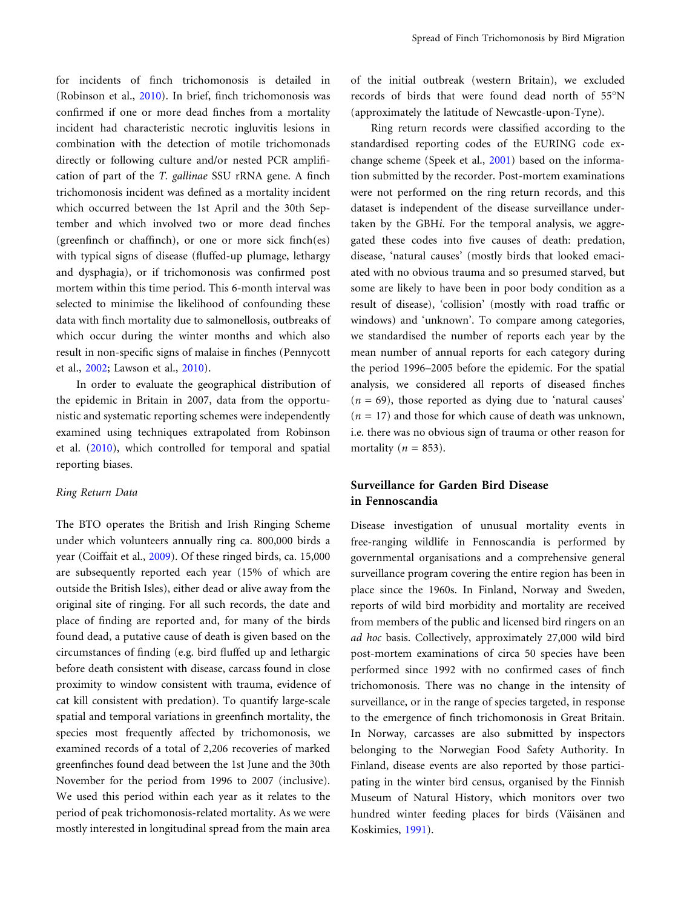for incidents of finch trichomonosis is detailed in (Robinson et al., 2010). In brief, finch trichomonosis was confirmed if one or more dead finches from a mortality incident had characteristic necrotic ingluvitis lesions in combination with the detection of motile trichomonads directly or following culture and/or nested PCR amplification of part of the *T. gallinae* SSU rRNA gene. A finch trichomonosis incident was defined as a mortality incident which occurred between the 1st April and the 30th September and which involved two or more dead finches (greenfinch or chaffinch), or one or more sick finch(es) with typical signs of disease (fluffed-up plumage, lethargy and dysphagia), or if trichomonosis was confirmed post mortem within this time period. This 6-month interval was selected to minimise the likelihood of confounding these data with finch mortality due to salmonellosis, outbreaks of which occur during the winter months and which also result in non-specific signs of malaise in finches (Pennycott et al., 2002; Lawson et al., 2010).

In order to evaluate the geographical distribution of the epidemic in Britain in 2007, data from the opportunistic and systematic reporting schemes were independently examined using techniques extrapolated from Robinson et al. (2010), which controlled for temporal and spatial reporting biases.

### Ring Return Data

The BTO operates the British and Irish Ringing Scheme under which volunteers annually ring ca. 800,000 birds a year (Coiffait et al., 2009). Of these ringed birds, ca. 15,000 are subsequently reported each year (15% of which are outside the British Isles), either dead or alive away from the original site of ringing. For all such records, the date and place of finding are reported and, for many of the birds found dead, a putative cause of death is given based on the circumstances of finding (e.g. bird fluffed up and lethargic before death consistent with disease, carcass found in close proximity to window consistent with trauma, evidence of cat kill consistent with predation). To quantify large-scale spatial and temporal variations in greenfinch mortality, the species most frequently affected by trichomonosis, we examined records of a total of 2,206 recoveries of marked greenfinches found dead between the 1st June and the 30th November for the period from 1996 to 2007 (inclusive). We used this period within each year as it relates to the period of peak trichomonosis-related mortality. As we were mostly interested in longitudinal spread from the main area of the initial outbreak (western Britain), we excluded records of birds that were found dead north of 55°N (approximately the latitude of Newcastle-upon-Tyne).

Ring return records were classified according to the standardised reporting codes of the EURING code exchange scheme (Speek et al., 2001) based on the information submitted by the recorder. Post-mortem examinations were not performed on the ring return records, and this dataset is independent of the disease surveillance undertaken by the GBH*i*. For the temporal analysis, we aggregated these codes into five causes of death: predation, disease, 'natural causes' (mostly birds that looked emaciated with no obvious trauma and so presumed starved, but some are likely to have been in poor body condition as a result of disease), 'collision' (mostly with road traffic or windows) and 'unknown'. To compare among categories, we standardised the number of reports each year by the mean number of annual reports for each category during the period 1996–2005 before the epidemic. For the spatial analysis, we considered all reports of diseased finches ($n = 69$), those reported as dying due to 'natural causes' ($n = 17$) and those for which cause of death was unknown, i.e. there was no obvious sign of trauma or other reason for mortality ($n = 853$).

## Surveillance for Garden Bird Disease in Fennoscandia

Disease investigation of unusual mortality events in free-ranging wildlife in Fennoscandia is performed by governmental organisations and a comprehensive general surveillance program covering the entire region has been in place since the 1960s. In Finland, Norway and Sweden, reports of wild bird morbidity and mortality are received from members of the public and licensed bird ringers on an *ad hoc* basis. Collectively, approximately 27,000 wild bird post-mortem examinations of circa 50 species have been performed since 1992 with no confirmed cases of finch trichomonosis. There was no change in the intensity of surveillance, or in the range of species targeted, in response to the emergence of finch trichomonosis in Great Britain. In Norway, carcasses are also submitted by inspectors belonging to the Norwegian Food Safety Authority. In Finland, disease events are also reported by those participating in the winter bird census, organised by the Finnish Museum of Natural History, which monitors over two hundred winter feeding places for birds (Väisänen and Koskimies, 1991).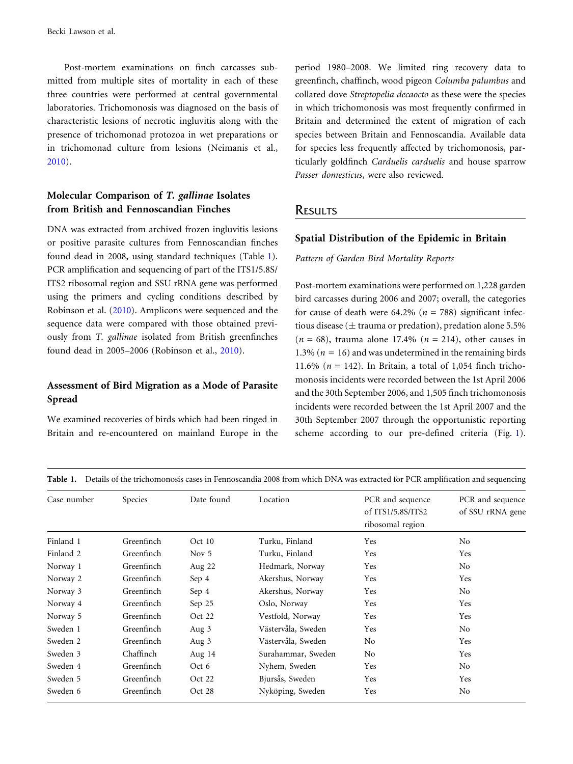Post-mortem examinations on finch carcasses submitted from multiple sites of mortality in each of these three countries were performed at central governmental laboratories. Trichomonosis was diagnosed on the basis of characteristic lesions of necrotic ingluvitis along with the presence of trichomonad protozoa in wet preparations or in trichomonad culture from lesions (Neimanis et al., 2010).

### Molecular Comparison of *T. gallinae* Isolates from British and Fennoscandian Finches

DNA was extracted from archived frozen ingluvitis lesions or positive parasite cultures from Fennoscandian finches found dead in 2008, using standard techniques (Table 1). PCR amplification and sequencing of part of the ITS1/5.8S/ITS2 ribosomal region and SSU rRNA gene was performed using the primers and cycling conditions described by Robinson et al. (2010). Amplicons were sequenced and the sequence data were compared with those obtained previously from *T. gallinae* isolated from British greenfinches found dead in 2005–2006 (Robinson et al., 2010).

### Assessment of Bird Migration as a Mode of Parasite Spread

We examined recoveries of birds which had been ringed in Britain and re-encountered on mainland Europe in the period 1980–2008. We limited ring recovery data to greenfinch, chaffinch, wood pigeon *Columba palumbus* and collared dove *Streptopelia decaocto* as these were the species in which trichomonosis was most frequently confirmed in Britain and determined the extent of migration of each species between Britain and Fennoscandia. Available data for species less frequently affected by trichomonosis, particularly goldfinch *Carduelis carduelis* and house sparrow *Passer domesticus*, were also reviewed.

## Results

### Spatial Distribution of the Epidemic in Britain

*Pattern of Garden Bird Mortality Reports*

Post-mortem examinations were performed on 1,228 garden bird carcasses during 2006 and 2007; overall, the categories for cause of death were 64.2% ($n$ = 788) significant infectious disease (± trauma or predation), predation alone 5.5% ($n$ = 68), trauma alone 17.4% ($n$ = 214), other causes in 1.3% ($n$ = 16) and was undetermined in the remaining birds 11.6% ($n$ = 142). In Britain, a total of 1,054 finch trichomonosis incidents were recorded between the 1st April 2006 and the 30th September 2006, and 1,505 finch trichomonosis incidents were recorded between the 1st April 2007 and the 30th September 2007 through the opportunistic reporting scheme according to our pre-defined criteria (Fig. 1).

**Table 1.** Details of the trichomonosis cases in Fennoscandia 2008 from which DNA was extracted for PCR amplification and sequencing

| Case number | Species | Date found | Location | PCR and sequence of ITS1/5.8S/ITS2 ribosomal region | PCR and sequence of SSU rRNA gene |
|---|---|---|---|---|---|
| Finland 1 | Greenfinch | Oct 10 | Turku, Finland | Yes | No |
| Finland 2 | Greenfinch | Nov 5 | Turku, Finland | Yes | Yes |
| Norway 1 | Greenfinch | Aug 22 | Hedmark, Norway | Yes | No |
| Norway 2 | Greenfinch | Sep 4 | Akershus, Norway | Yes | Yes |
| Norway 3 | Greenfinch | Sep 4 | Akershus, Norway | Yes | No |
| Norway 4 | Greenfinch | Sep 25 | Oslo, Norway | Yes | Yes |
| Norway 5 | Greenfinch | Oct 22 | Vestfold, Norway | Yes | Yes |
| Sweden 1 | Greenfinch | Aug 3 | Västervåla, Sweden | Yes | No |
| Sweden 2 | Greenfinch | Aug 3 | Västervåla, Sweden | No | Yes |
| Sweden 3 | Chaffinch | Aug 14 | Surahammar, Sweden | No | Yes |
| Sweden 4 | Greenfinch | Oct 6 | Nyhem, Sweden | Yes | No |
| Sweden 5 | Greenfinch | Oct 22 | Bjursås, Sweden | Yes | Yes |
| Sweden 6 | Greenfinch | Oct 28 | Nyköping, Sweden | Yes | No |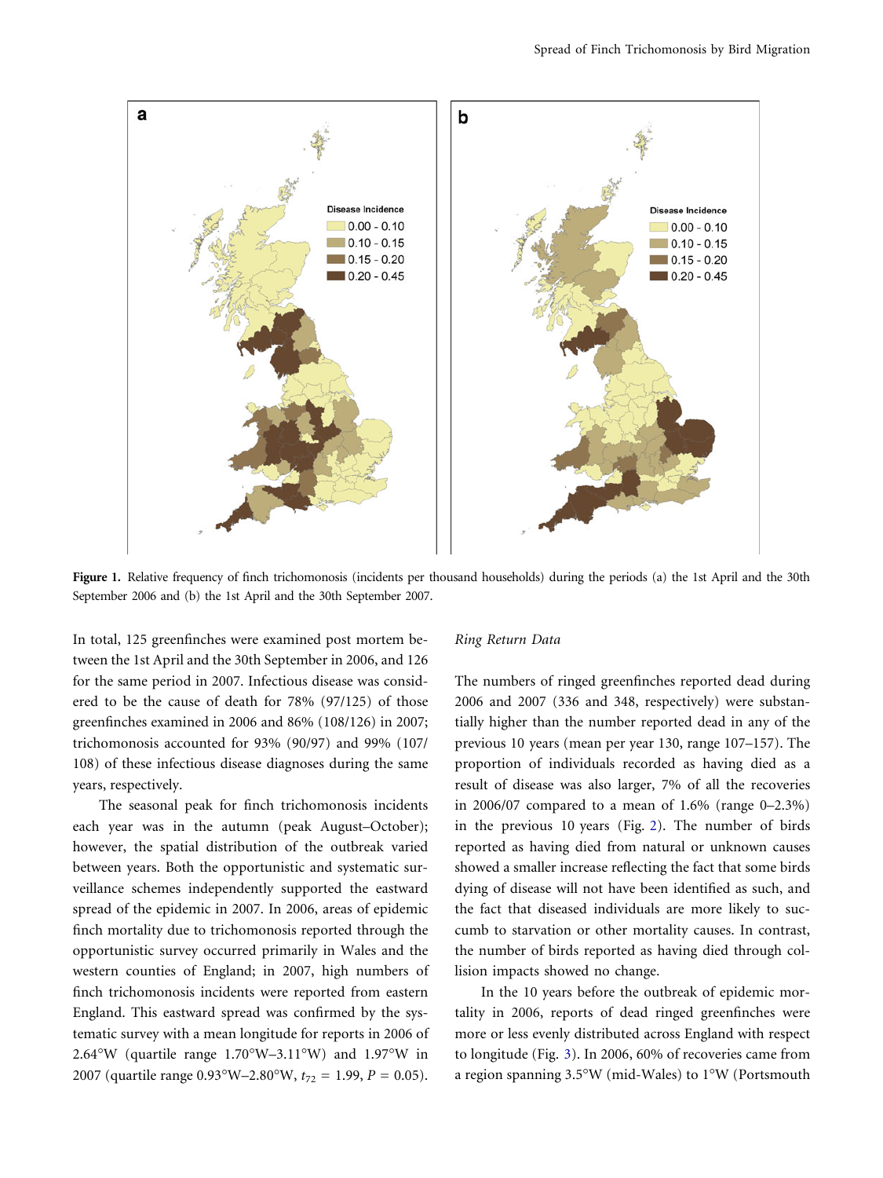Figure 1. Relative frequency of finch trichomonosis (incidents per thousand households) during the periods (a) the 1st April and the 30th September 2006 and (b) the 1st April and the 30th September 2007.

In total, 125 greenfinches were examined post mortem between the 1st April and the 30th September in 2006, and 126 for the same period in 2007. Infectious disease was considered to be the cause of death for 78% (97/125) of those greenfinches examined in 2006 and 86% (108/126) in 2007; trichomonosis accounted for 93% (90/97) and 99% (107/108) of these infectious disease diagnoses during the same years, respectively.

The seasonal peak for finch trichomonosis incidents each year was in the autumn (peak August–October); however, the spatial distribution of the outbreak varied between years. Both the opportunistic and systematic surveillance schemes independently supported the eastward spread of the epidemic in 2007. In 2006, areas of epidemic finch mortality due to trichomonosis reported through the opportunistic survey occurred primarily in Wales and the western counties of England; in 2007, high numbers of finch trichomonosis incidents were reported from eastern England. This eastward spread was confirmed by the systematic survey with a mean longitude for reports in 2006 of 2.64°W (quartile range 1.70°W–3.11°W) and 1.97°W in 2007 (quartile range 0.93°W–2.80°W, $t_{72} = 1.99$, $P = 0.05$).

## Ring Return Data

The numbers of ringed greenfinches reported dead during 2006 and 2007 (336 and 348, respectively) were substantially higher than the number reported dead in any of the previous 10 years (mean per year 130, range 107–157). The proportion of individuals recorded as having died as a result of disease was also larger, 7% of all the recoveries in 2006/07 compared to a mean of 1.6% (range 0–2.3%) in the previous 10 years (Fig. 2). The number of birds reported as having died from natural or unknown causes showed a smaller increase reflecting the fact that some birds dying of disease will not have been identified as such, and the fact that diseased individuals are more likely to succumb to starvation or other mortality causes. In contrast, the number of birds reported as having died through collision impacts showed no change.

In the 10 years before the outbreak of epidemic mortality in 2006, reports of dead ringed greenfinches were more or less evenly distributed across England with respect to longitude (Fig. 3). In 2006, 60% of recoveries came from a region spanning 3.5°W (mid-Wales) to 1°W (Portsmouth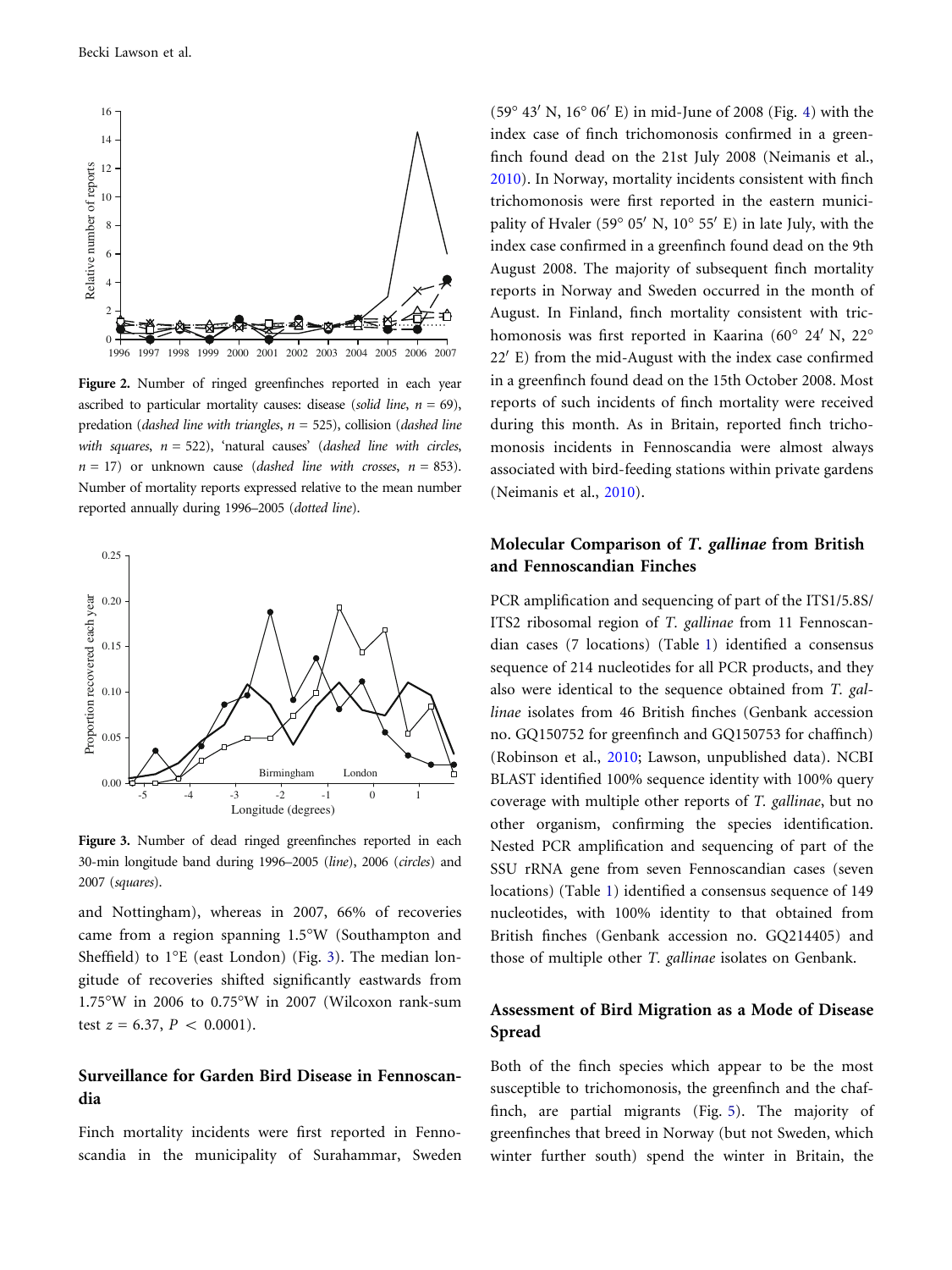Figure 2. Number of ringed greenfinches reported in each year ascribed to particular mortality causes: disease (*solid line*, $n = 69$), predation (*dashed line with triangles*, $n = 525$), collision (*dashed line with squares*, $n = 522$), 'natural causes' (*dashed line with circles*, $n = 17$) or unknown cause (*dashed line with crosses*, $n = 853$). Number of mortality reports expressed relative to the mean number reported annually during 1996–2005 (*dotted line*).

Figure 3. Number of dead ringed greenfinches reported in each 30-min longitude band during 1996–2005 (*line*), 2006 (*circles*) and 2007 (*squares*).

and Nottingham), whereas in 2007, 66% of recoveries came from a region spanning 1.5°W (Southampton and Sheffield) to 1°E (east London) (Fig. 3). The median longitude of recoveries shifted significantly eastwards from 1.75°W in 2006 to 0.75°W in 2007 (Wilcoxon rank-sum test $z = 6.37$, $P < 0.0001$).

## Surveillance for Garden Bird Disease in Fennoscandia

Finch mortality incidents were first reported in Fennoscandia in the municipality of Surahammar, Sweden (59° 43′ N, 16° 06′ E) in mid-June of 2008 (Fig. 4) with the index case of finch trichomonosis confirmed in a greenfinch found dead on the 21st July 2008 (Neimanis et al., 2010). In Norway, mortality incidents consistent with finch trichomonosis were first reported in the eastern municipality of Hvaler (59° 05′ N, 10° 55′ E) in late July, with the index case confirmed in a greenfinch found dead on the 9th August 2008. The majority of subsequent finch mortality reports in Norway and Sweden occurred in the month of August. In Finland, finch mortality consistent with trichomonosis was first reported in Kaarina (60° 24′ N, 22° 22′ E) from the mid-August with the index case confirmed in a greenfinch found dead on the 15th October 2008. Most reports of such incidents of finch mortality were received during this month. As in Britain, reported finch trichomonosis incidents in Fennoscandia were almost always associated with bird-feeding stations within private gardens (Neimanis et al., 2010).

## Molecular Comparison of *T. gallinae* from British and Fennoscandian Finches

PCR amplification and sequencing of part of the ITS1/5.8S/ITS2 ribosomal region of *T. gallinae* from 11 Fennoscandian cases (7 locations) (Table 1) identified a consensus sequence of 214 nucleotides for all PCR products, and they also were identical to the sequence obtained from *T. gallinae* isolates from 46 British finches (Genbank accession no. GQ150752 for greenfinch and GQ150753 for chaffinch) (Robinson et al., 2010; Lawson, unpublished data). NCBI BLAST identified 100% sequence identity with 100% query coverage with multiple other reports of *T. gallinae*, but no other organism, confirming the species identification. Nested PCR amplification and sequencing of part of the SSU rRNA gene from seven Fennoscandian cases (seven locations) (Table 1) identified a consensus sequence of 149 nucleotides, with 100% identity to that obtained from British finches (Genbank accession no. GQ214405) and those of multiple other *T. gallinae* isolates on Genbank.

## Assessment of Bird Migration as a Mode of Disease Spread

Both of the finch species which appear to be the most susceptible to trichomonosis, the greenfinch and the chaffinch, are partial migrants (Fig. 5). The majority of greenfinches that breed in Norway (but not Sweden, which winter further south) spend the winter in Britain, the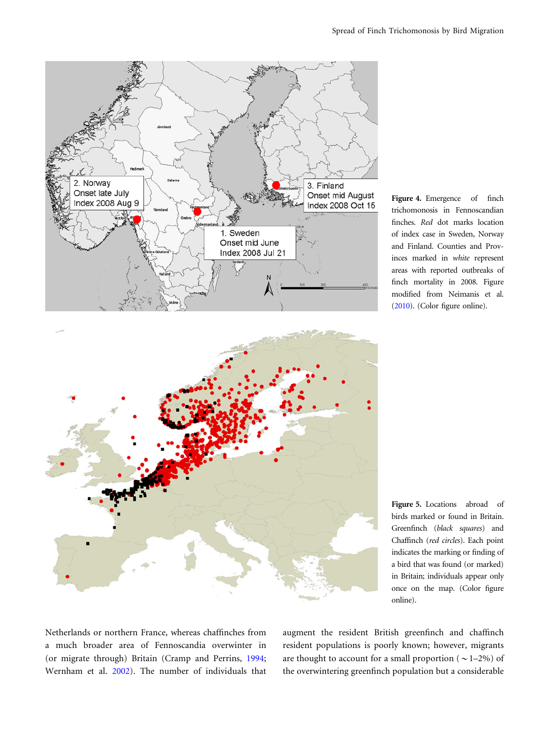**Figure 4.** Emergence of finch trichomonosis in Fennoscandian finches. *Red* dot marks location of index case in Sweden, Norway and Finland. Counties and Provinces marked in *white* represent areas with reported outbreaks of finch mortality in 2008. Figure modified from Neimanis et al. (2010). (Color figure online).

**Figure 5.** Locations abroad of birds marked or found in Britain. Greenfinch (*black squares*) and Chaffinch (*red circles*). Each point indicates the marking or finding of a bird that was found (or marked) in Britain; individuals appear only once on the map. (Color figure online).

Netherlands or northern France, whereas chaffinches from a much broader area of Fennoscandia overwinter in (or migrate through) Britain (Cramp and Perrins, 1994; Wernham et al. 2002). The number of individuals that augment the resident British greenfinch and chaffinch resident populations is poorly known; however, migrants are thought to account for a small proportion (~1–2%) of the overwintering greenfinch population but a considerable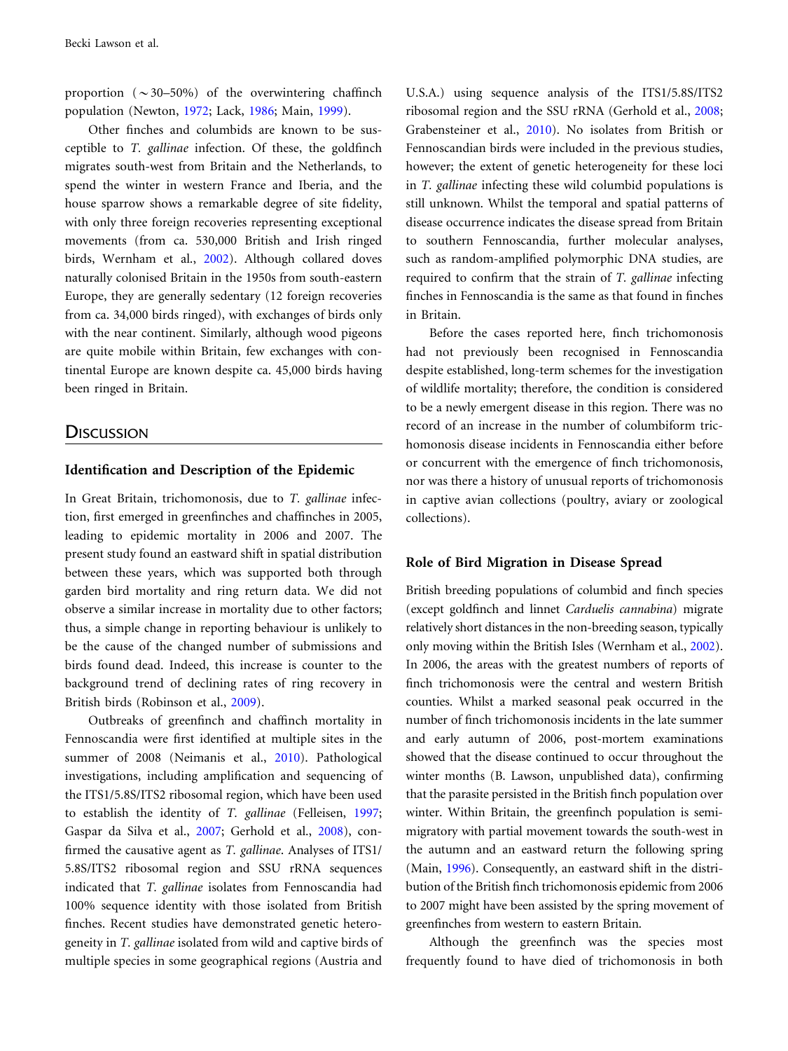proportion (∼30–50%) of the overwintering chaffinch population (Newton, 1972; Lack, 1986; Main, 1999).

Other finches and columbids are known to be susceptible to *T. gallinae* infection. Of these, the goldfinch migrates south-west from Britain and the Netherlands, to spend the winter in western France and Iberia, and the house sparrow shows a remarkable degree of site fidelity, with only three foreign recoveries representing exceptional movements (from ca. 530,000 British and Irish ringed birds, Wernham et al., 2002). Although collared doves naturally colonised Britain in the 1950s from south-eastern Europe, they are generally sedentary (12 foreign recoveries from ca. 34,000 birds ringed), with exchanges of birds only with the near continent. Similarly, although wood pigeons are quite mobile within Britain, few exchanges with continental Europe are known despite ca. 45,000 birds having been ringed in Britain.

## Discussion

### Identification and Description of the Epidemic

In Great Britain, trichomonosis, due to *T. gallinae* infection, first emerged in greenfinches and chaffinches in 2005, leading to epidemic mortality in 2006 and 2007. The present study found an eastward shift in spatial distribution between these years, which was supported both through garden bird mortality and ring return data. We did not observe a similar increase in mortality due to other factors; thus, a simple change in reporting behaviour is unlikely to be the cause of the changed number of submissions and birds found dead. Indeed, this increase is counter to the background trend of declining rates of ring recovery in British birds (Robinson et al., 2009).

Outbreaks of greenfinch and chaffinch mortality in Fennoscandia were first identified at multiple sites in the summer of 2008 (Neimanis et al., 2010). Pathological investigations, including amplification and sequencing of the ITS1/5.8S/ITS2 ribosomal region, which have been used to establish the identity of *T. gallinae* (Felleisen, 1997; Gaspar da Silva et al., 2007; Gerhold et al., 2008), confirmed the causative agent as *T. gallinae*. Analyses of ITS1/5.8S/ITS2 ribosomal region and SSU rRNA sequences indicated that *T. gallinae* isolates from Fennoscandia had 100% sequence identity with those isolated from British finches. Recent studies have demonstrated genetic heterogeneity in *T. gallinae* isolated from wild and captive birds of multiple species in some geographical regions (Austria and U.S.A.) using sequence analysis of the ITS1/5.8S/ITS2 ribosomal region and the SSU rRNA (Gerhold et al., 2008; Grabensteiner et al., 2010). No isolates from British or Fennoscandian birds were included in the previous studies, however; the extent of genetic heterogeneity for these loci in *T. gallinae* infecting these wild columbid populations is still unknown. Whilst the temporal and spatial patterns of disease occurrence indicates the disease spread from Britain to southern Fennoscandia, further molecular analyses, such as random-amplified polymorphic DNA studies, are required to confirm that the strain of *T. gallinae* infecting finches in Fennoscandia is the same as that found in finches in Britain.

Before the cases reported here, finch trichomonosis had not previously been recognised in Fennoscandia despite established, long-term schemes for the investigation of wildlife mortality; therefore, the condition is considered to be a newly emergent disease in this region. There was no record of an increase in the number of columbiform trichomonosis disease incidents in Fennoscandia either before or concurrent with the emergence of finch trichomonosis, nor was there a history of unusual reports of trichomonosis in captive avian collections (poultry, aviary or zoological collections).

### Role of Bird Migration in Disease Spread

British breeding populations of columbid and finch species (except goldfinch and linnet *Carduelis cannabina*) migrate relatively short distances in the non-breeding season, typically only moving within the British Isles (Wernham et al., 2002). In 2006, the areas with the greatest numbers of reports of finch trichomonosis were the central and western British counties. Whilst a marked seasonal peak occurred in the number of finch trichomonosis incidents in the late summer and early autumn of 2006, post-mortem examinations showed that the disease continued to occur throughout the winter months (B. Lawson, unpublished data), confirming that the parasite persisted in the British finch population over winter. Within Britain, the greenfinch population is semi-migratory with partial movement towards the south-west in the autumn and an eastward return the following spring (Main, 1996). Consequently, an eastward shift in the distribution of the British finch trichomonosis epidemic from 2006 to 2007 might have been assisted by the spring movement of greenfinches from western to eastern Britain.

Although the greenfinch was the species most frequently found to have died of trichomonosis in both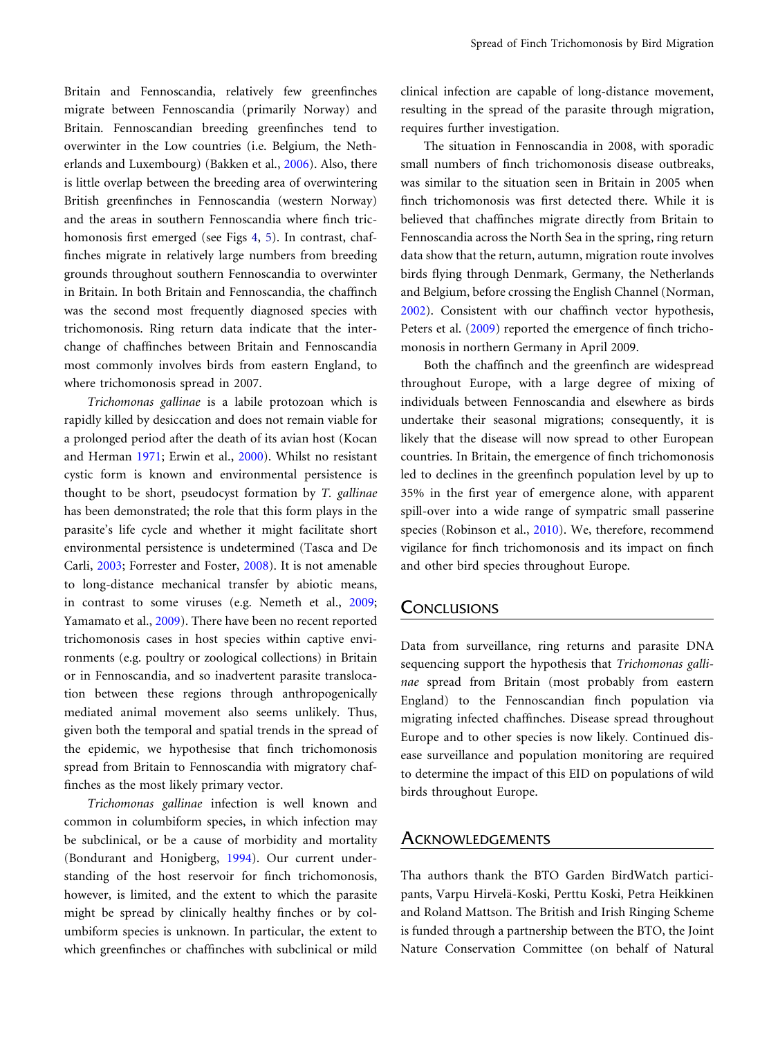Britain and Fennoscandia, relatively few greenfinches migrate between Fennoscandia (primarily Norway) and Britain. Fennoscandian breeding greenfinches tend to overwinter in the Low countries (i.e. Belgium, the Netherlands and Luxembourg) (Bakken et al., 2006). Also, there is little overlap between the breeding area of overwintering British greenfinches in Fennoscandia (western Norway) and the areas in southern Fennoscandia where finch trichomonosis first emerged (see Figs 4, 5). In contrast, chaffinches migrate in relatively large numbers from breeding grounds throughout southern Fennoscandia to overwinter in Britain. In both Britain and Fennoscandia, the chaffinch was the second most frequently diagnosed species with trichomonosis. Ring return data indicate that the interchange of chaffinches between Britain and Fennoscandia most commonly involves birds from eastern England, to where trichomonosis spread in 2007.

*Trichomonas gallinae* is a labile protozoan which is rapidly killed by desiccation and does not remain viable for a prolonged period after the death of its avian host (Kocan and Herman 1971; Erwin et al., 2000). Whilst no resistant cystic form is known and environmental persistence is thought to be short, pseudocyst formation by *T. gallinae* has been demonstrated; the role that this form plays in the parasite's life cycle and whether it might facilitate short environmental persistence is undetermined (Tasca and De Carli, 2003; Forrester and Foster, 2008). It is not amenable to long-distance mechanical transfer by abiotic means, in contrast to some viruses (e.g. Nemeth et al., 2009; Yamamato et al., 2009). There have been no recent reported trichomonosis cases in host species within captive environments (e.g. poultry or zoological collections) in Britain or in Fennoscandia, and so inadvertent parasite translocation between these regions through anthropogenically mediated animal movement also seems unlikely. Thus, given both the temporal and spatial trends in the spread of the epidemic, we hypothesise that finch trichomonosis spread from Britain to Fennoscandia with migratory chaffinches as the most likely primary vector.

*Trichomonas gallinae* infection is well known and common in columbiform species, in which infection may be subclinical, or be a cause of morbidity and mortality (Bondurant and Honigberg, 1994). Our current understanding of the host reservoir for finch trichomonosis, however, is limited, and the extent to which the parasite might be spread by clinically healthy finches or by columbiform species is unknown. In particular, the extent to which greenfinches or chaffinches with subclinical or mild clinical infection are capable of long-distance movement, resulting in the spread of the parasite through migration, requires further investigation.

The situation in Fennoscandia in 2008, with sporadic small numbers of finch trichomonosis disease outbreaks, was similar to the situation seen in Britain in 2005 when finch trichomonosis was first detected there. While it is believed that chaffinches migrate directly from Britain to Fennoscandia across the North Sea in the spring, ring return data show that the return, autumn, migration route involves birds flying through Denmark, Germany, the Netherlands and Belgium, before crossing the English Channel (Norman, 2002). Consistent with our chaffinch vector hypothesis, Peters et al. (2009) reported the emergence of finch trichomonosis in northern Germany in April 2009.

Both the chaffinch and the greenfinch are widespread throughout Europe, with a large degree of mixing of individuals between Fennoscandia and elsewhere as birds undertake their seasonal migrations; consequently, it is likely that the disease will now spread to other European countries. In Britain, the emergence of finch trichomonosis led to declines in the greenfinch population level by up to 35% in the first year of emergence alone, with apparent spill-over into a wide range of sympatric small passerine species (Robinson et al., 2010). We, therefore, recommend vigilance for finch trichomonosis and its impact on finch and other bird species throughout Europe.

## Conclusions

Data from surveillance, ring returns and parasite DNA sequencing support the hypothesis that *Trichomonas gallinae* spread from Britain (most probably from eastern England) to the Fennoscandian finch population via migrating infected chaffinches. Disease spread throughout Europe and to other species is now likely. Continued disease surveillance and population monitoring are required to determine the impact of this EID on populations of wild birds throughout Europe.

## Acknowledgements

Tha authors thank the BTO Garden BirdWatch participants, Varpu Hirvelä-Koski, Perttu Koski, Petra Heikkinen and Roland Mattson. The British and Irish Ringing Scheme is funded through a partnership between the BTO, the Joint Nature Conservation Committee (on behalf of Natural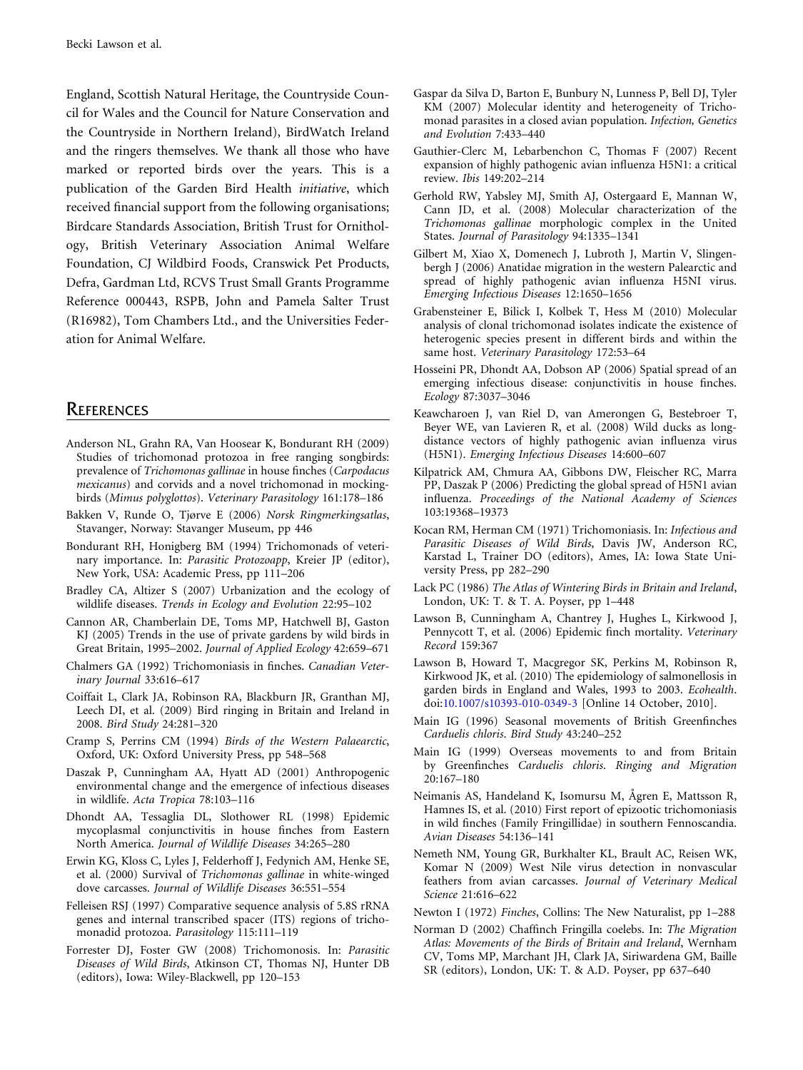England, Scottish Natural Heritage, the Countryside Council for Wales and the Council for Nature Conservation and the Countryside in Northern Ireland), BirdWatch Ireland and the ringers themselves. We thank all those who have marked or reported birds over the years. This is a publication of the Garden Bird Health *initiative*, which received financial support from the following organisations; Birdcare Standards Association, British Trust for Ornithology, British Veterinary Association Animal Welfare Foundation, CJ Wildbird Foods, Cranswick Pet Products, Defra, Gardman Ltd, RCVS Trust Small Grants Programme Reference 000443, RSPB, John and Pamela Salter Trust (R16982), Tom Chambers Ltd., and the Universities Federation for Animal Welfare.

## References

Anderson NL, Grahn RA, Van Hoosear K, Bondurant RH (2009) Studies of trichomonad protozoa in free ranging songbirds: prevalence of *Trichomonas gallinae* in house finches (*Carpodacus mexicanus*) and corvids and a novel trichomonad in mockingbirds (*Mimus polyglottos*). *Veterinary Parasitology* 161:178–186

Bakken V, Runde O, Tjørve E (2006) *Norsk Ringmerkingsatlas*, Stavanger, Norway: Stavanger Museum, pp 446

Bondurant RH, Honigberg BM (1994) Trichomonads of veterinary importance. In: *Parasitic Protozoapp*, Kreier JP (editor), New York, USA: Academic Press, pp 111–206

Bradley CA, Altizer S (2007) Urbanization and the ecology of wildlife diseases. *Trends in Ecology and Evolution* 22:95–102

Cannon AR, Chamberlain DE, Toms MP, Hatchwell BJ, Gaston KJ (2005) Trends in the use of private gardens by wild birds in Great Britain, 1995–2002. *Journal of Applied Ecology* 42:659–671

Chalmers GA (1992) Trichomoniasis in finches. *Canadian Veterinary Journal* 33:616–617

Coiffait L, Clark JA, Robinson RA, Blackburn JR, Granthan MJ, Leech DI, et al. (2009) Bird ringing in Britain and Ireland in 2008. *Bird Study* 24:281–320

Cramp S, Perrins CM (1994) *Birds of the Western Palaearctic*, Oxford, UK: Oxford University Press, pp 548–568

Daszak P, Cunningham AA, Hyatt AD (2001) Anthropogenic environmental change and the emergence of infectious diseases in wildlife. *Acta Tropica* 78:103–116

Dhondt AA, Tessaglia DL, Slothower RL (1998) Epidemic mycoplasmal conjunctivitis in house finches from Eastern North America. *Journal of Wildlife Diseases* 34:265–280

Erwin KG, Kloss C, Lyles J, Felderhoff J, Fedynich AM, Henke SE, et al. (2000) Survival of *Trichomonas gallinae* in white-winged dove carcasses. *Journal of Wildlife Diseases* 36:551–554

Felleisen RSJ (1997) Comparative sequence analysis of 5.8S rRNA genes and internal transcribed spacer (ITS) regions of trichomonadid protozoa. *Parasitology* 115:111–119

Forrester DJ, Foster GW (2008) Trichomonosis. In: *Parasitic Diseases of Wild Birds*, Atkinson CT, Thomas NJ, Hunter DB (editors), Iowa: Wiley-Blackwell, pp 120–153

Gaspar da Silva D, Barton E, Bunbury N, Lunness P, Bell DJ, Tyler KM (2007) Molecular identity and heterogeneity of Trichomonad parasites in a closed avian population. *Infection, Genetics and Evolution* 7:433–440

Gauthier-Clerc M, Lebarbenchon C, Thomas F (2007) Recent expansion of highly pathogenic avian influenza H5N1: a critical review. *Ibis* 149:202–214

Gerhold RW, Yabsley MJ, Smith AJ, Ostergaard E, Mannan W, Cann JD, et al. (2008) Molecular characterization of the *Trichomonas gallinae* morphologic complex in the United States. *Journal of Parasitology* 94:1335–1341

Gilbert M, Xiao X, Domenech J, Lubroth J, Martin V, Slingenbergh J (2006) Anatidae migration in the western Palearctic and spread of highly pathogenic avian influenza H5NI virus. *Emerging Infectious Diseases* 12:1650–1656

Grabensteiner E, Bilick I, Kolbek T, Hess M (2010) Molecular analysis of clonal trichomonad isolates indicate the existence of heterogenic species present in different birds and within the same host. *Veterinary Parasitology* 172:53–64

Hosseini PR, Dhondt AA, Dobson AP (2006) Spatial spread of an emerging infectious disease: conjunctivitis in house finches. *Ecology* 87:3037–3046

Keawcharoen J, van Riel D, van Amerongen G, Bestebroer T, Beyer WE, van Lavieren R, et al. (2008) Wild ducks as long-distance vectors of highly pathogenic avian influenza virus (H5N1). *Emerging Infectious Diseases* 14:600–607

Kilpatrick AM, Chmura AA, Gibbons DW, Fleischer RC, Marra PP, Daszak P (2006) Predicting the global spread of H5N1 avian influenza. *Proceedings of the National Academy of Sciences* 103:19368–19373

Kocan RM, Herman CM (1971) Trichomoniasis. In: *Infectious and Parasitic Diseases of Wild Birds*, Davis JW, Anderson RC, Karstad L, Trainer DO (editors), Ames, IA: Iowa State University Press, pp 282–290

Lack PC (1986) *The Atlas of Wintering Birds in Britain and Ireland*, London, UK: T. & T. A. Poyser, pp 1–448

Lawson B, Cunningham A, Chantrey J, Hughes L, Kirkwood J, Pennycott T, et al. (2006) Epidemic finch mortality. *Veterinary Record* 159:367

Lawson B, Howard T, Macgregor SK, Perkins M, Robinson R, Kirkwood JK, et al. (2010) The epidemiology of salmonellosis in garden birds in England and Wales, 1993 to 2003. *Ecohealth*. doi:10.1007/s10393-010-0349-3 [Online 14 October, 2010].

Main IG (1996) Seasonal movements of British Greenfinches *Carduelis chloris*. *Bird Study* 43:240–252

Main IG (1999) Overseas movements to and from Britain by Greenfinches *Carduelis chloris*. *Ringing and Migration* 20:167–180

Neimanis AS, Handeland K, Isomursu M, Ågren E, Mattsson R, Hamnes IS, et al. (2010) First report of epizootic trichomoniasis in wild finches (Family Fringillidae) in southern Fennoscandia. *Avian Diseases* 54:136–141

Nemeth NM, Young GR, Burkhalter KL, Brault AC, Reisen WK, Komar N (2009) West Nile virus detection in nonvascular feathers from avian carcasses. *Journal of Veterinary Medical Science* 21:616–622

Newton I (1972) *Finches*, Collins: The New Naturalist, pp 1–288

Norman D (2002) Chaffinch Fringilla coelebs. In: *The Migration Atlas: Movements of the Birds of Britain and Ireland*, Wernham CV, Toms MP, Marchant JH, Clark JA, Siriwardena GM, Baille SR (editors), London, UK: T. & A.D. Poyser, pp 637–640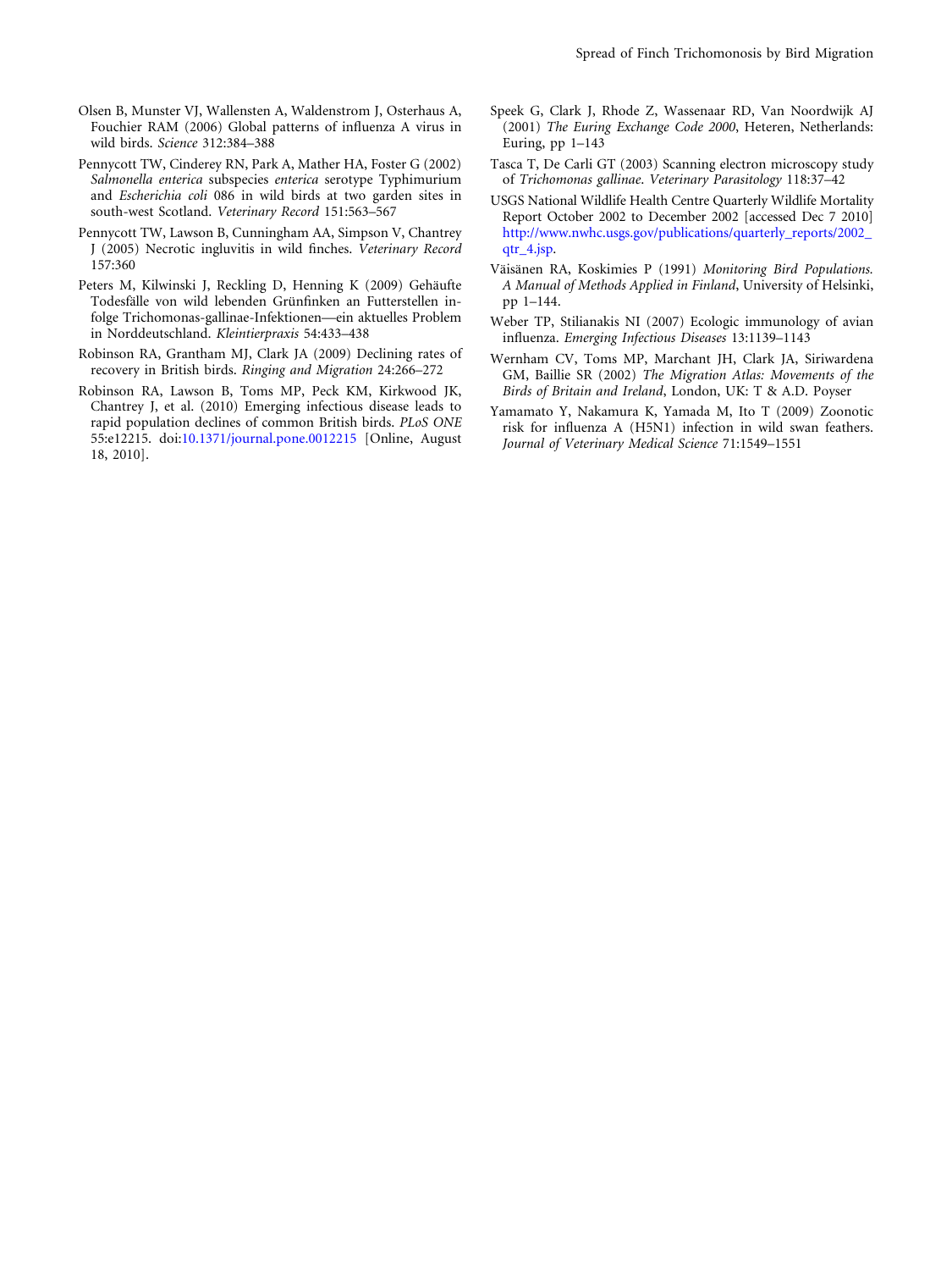Olsen B, Munster VJ, Wallensten A, Waldenstrom J, Osterhaus A, Fouchier RAM (2006) Global patterns of influenza A virus in wild birds. *Science* 312:384–388

Pennycott TW, Cinderey RN, Park A, Mather HA, Foster G (2002) *Salmonella enterica* subspecies *enterica* serotype Typhimurium and *Escherichia coli* 086 in wild birds at two garden sites in south-west Scotland. *Veterinary Record* 151:563–567

Pennycott TW, Lawson B, Cunningham AA, Simpson V, Chantrey J (2005) Necrotic ingluvitis in wild finches. *Veterinary Record* 157:360

Peters M, Kilwinski J, Reckling D, Henning K (2009) Gehäufte Todesfälle von wild lebenden Grünfinken an Futterstellen infolge Trichomonas-gallinae-Infektionen—ein aktuelles Problem in Norddeutschland. *Kleintierpraxis* 54:433–438

Robinson RA, Grantham MJ, Clark JA (2009) Declining rates of recovery in British birds. *Ringing and Migration* 24:266–272

Robinson RA, Lawson B, Toms MP, Peck KM, Kirkwood JK, Chantrey J, et al. (2010) Emerging infectious disease leads to rapid population declines of common British birds. *PLoS ONE* 55:e12215. doi:10.1371/journal.pone.0012215 [Online, August 18, 2010].

Speek G, Clark J, Rhode Z, Wassenaar RD, Van Noordwijk AJ (2001) *The Euring Exchange Code 2000*, Heteren, Netherlands: Euring, pp 1–143

Tasca T, De Carli GT (2003) Scanning electron microscopy study of *Trichomonas gallinae*. *Veterinary Parasitology* 118:37–42

USGS National Wildlife Health Centre Quarterly Wildlife Mortality Report October 2002 to December 2002 [accessed Dec 7 2010] http://www.nwhc.usgs.gov/publications/quarterly_reports/2002_qtr_4.jsp.

Väisänen RA, Koskimies P (1991) *Monitoring Bird Populations. A Manual of Methods Applied in Finland*, University of Helsinki, pp 1–144.

Weber TP, Stilianakis NI (2007) Ecologic immunology of avian influenza. *Emerging Infectious Diseases* 13:1139–1143

Wernham CV, Toms MP, Marchant JH, Clark JA, Siriwardena GM, Baillie SR (2002) *The Migration Atlas: Movements of the Birds of Britain and Ireland*, London, UK: T & A.D. Poyser

Yamamato Y, Nakamura K, Yamada M, Ito T (2009) Zoonotic risk for influenza A (H5N1) infection in wild swan feathers. *Journal of Veterinary Medical Science* 71:1549–1551